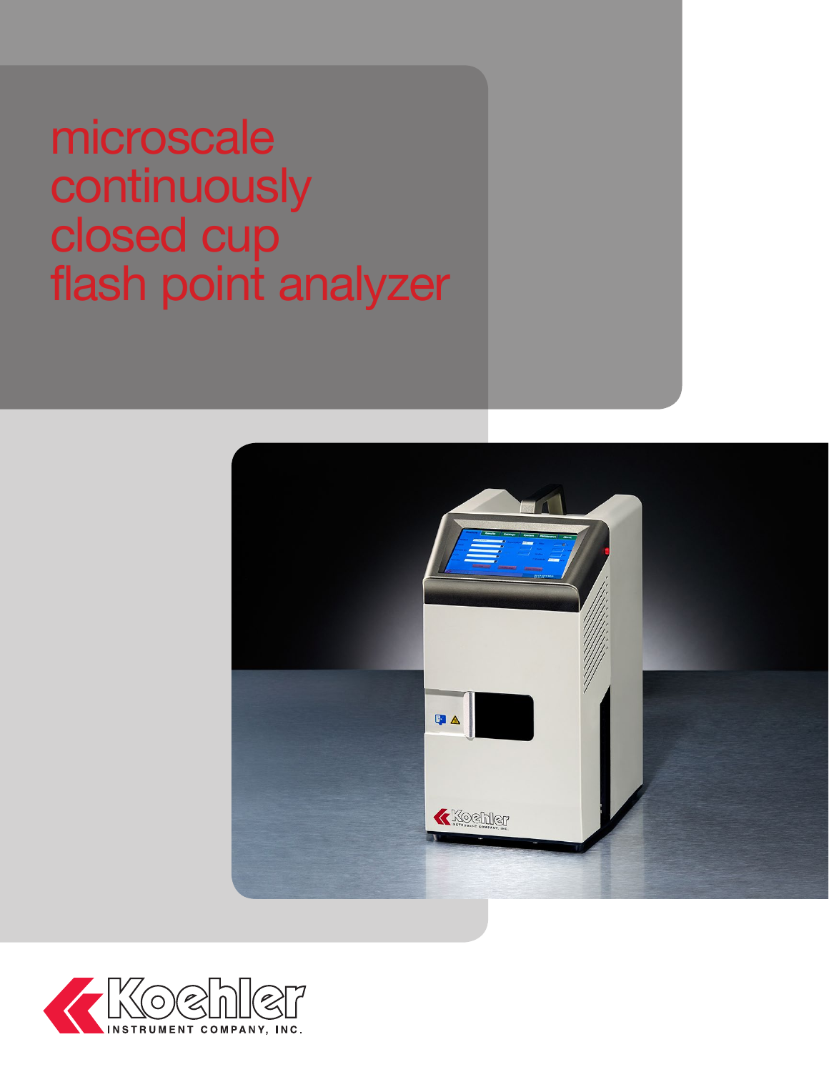# microscale continuously closed cup flash point analyzer

Koehler

INSTRUMENT COMPANY, INC.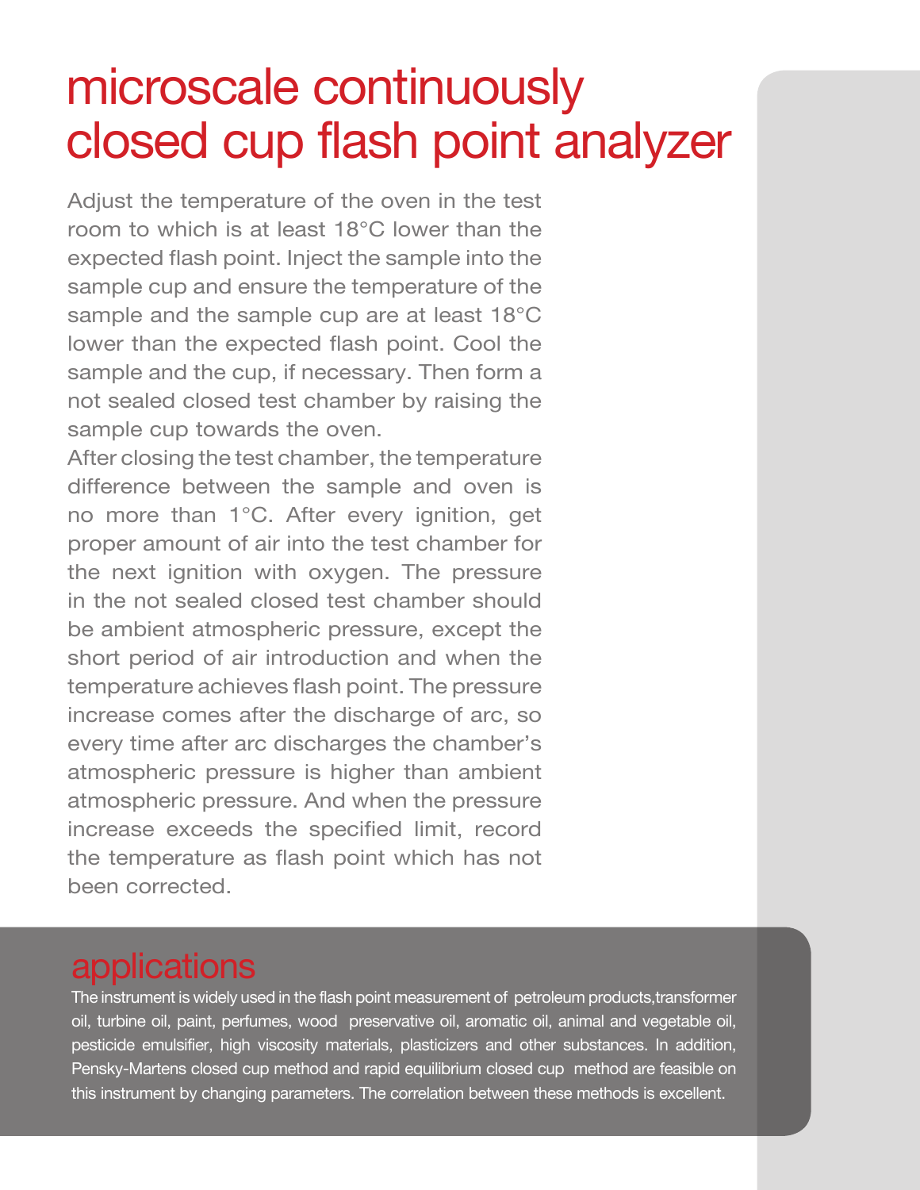# microscale continuously closed cup flash point analyzer

Adjust the temperature of the oven in the test room to which is at least 18°C lower than the expected flash point. Inject the sample into the sample cup and ensure the temperature of the sample and the sample cup are at least 18°C lower than the expected flash point. Cool the sample and the cup, if necessary. Then form a not sealed closed test chamber by raising the sample cup towards the oven.

After closing the test chamber, the temperature difference between the sample and oven is no more than 1°C. After every ignition, get proper amount of air into the test chamber for the next ignition with oxygen. The pressure in the not sealed closed test chamber should be ambient atmospheric pressure, except the short period of air introduction and when the temperature achieves flash point. The pressure increase comes after the discharge of arc, so every time after arc discharges the chamber's atmospheric pressure is higher than ambient atmospheric pressure. And when the pressure increase exceeds the specified limit, record the temperature as flash point which has not been corrected.

## applications

The instrument is widely used in the flash point measurement of petroleum products,transformer oil, turbine oil, paint, perfumes, wood preservative oil, aromatic oil, animal and vegetable oil, pesticide emulsifier, high viscosity materials, plasticizers and other substances. In addition, Pensky-Martens closed cup method and rapid equilibrium closed cup method are feasible on this instrument by changing parameters. The correlation between these methods is excellent.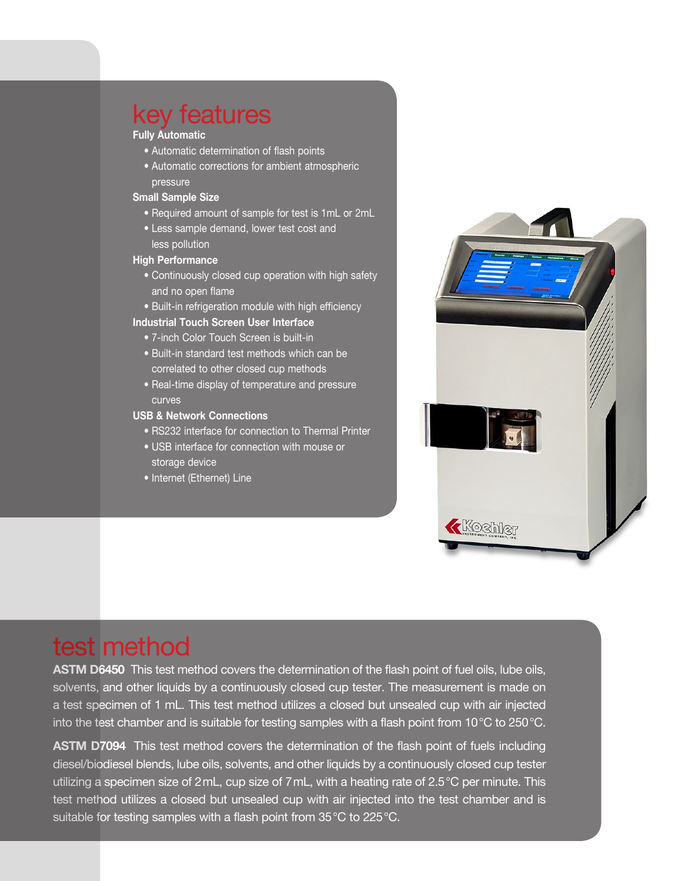## key features

**Fully Automatic**

- Automatic determination of flash points
- Automatic corrections for ambient atmospheric pressure

**Small Sample Size**

- Required amount of sample for test is 1mL or 2mL
- Less sample demand, lower test cost and less pollution

**High Performance**

- Continuously closed cup operation with high safety and no open flame
- Built-in refrigeration module with high efficiency

**Industrial Touch Screen User Interface**

- 7-inch Color Touch Screen is built-in
- Built-in standard test methods which can be correlated to other closed cup methods
- Real-time display of temperature and pressure curves

**USB & Network Connections**

- RS232 interface for connection to Thermal Printer
- USB interface for connection with mouse or storage device
- Internet (Ethernet) Line

## test method

**ASTM D6450** This test method covers the determination of the flash point of fuel oils, lube oils, solvents, and other liquids by a continuously closed cup tester. The measurement is made on a test specimen of 1 mL. This test method utilizes a closed but unsealed cup with air injected into the test chamber and is suitable for testing samples with a flash point from 10°C to 250°C.

**ASTM D7094** This test method covers the determination of the flash point of fuels including diesel/biodiesel blends, lube oils, solvents, and other liquids by a continuously closed cup tester utilizing a specimen size of 2mL, cup size of 7mL, with a heating rate of 2.5°C per minute. This test method utilizes a closed but unsealed cup with air injected into the test chamber and is suitable for testing samples with a flash point from 35°C to 225°C.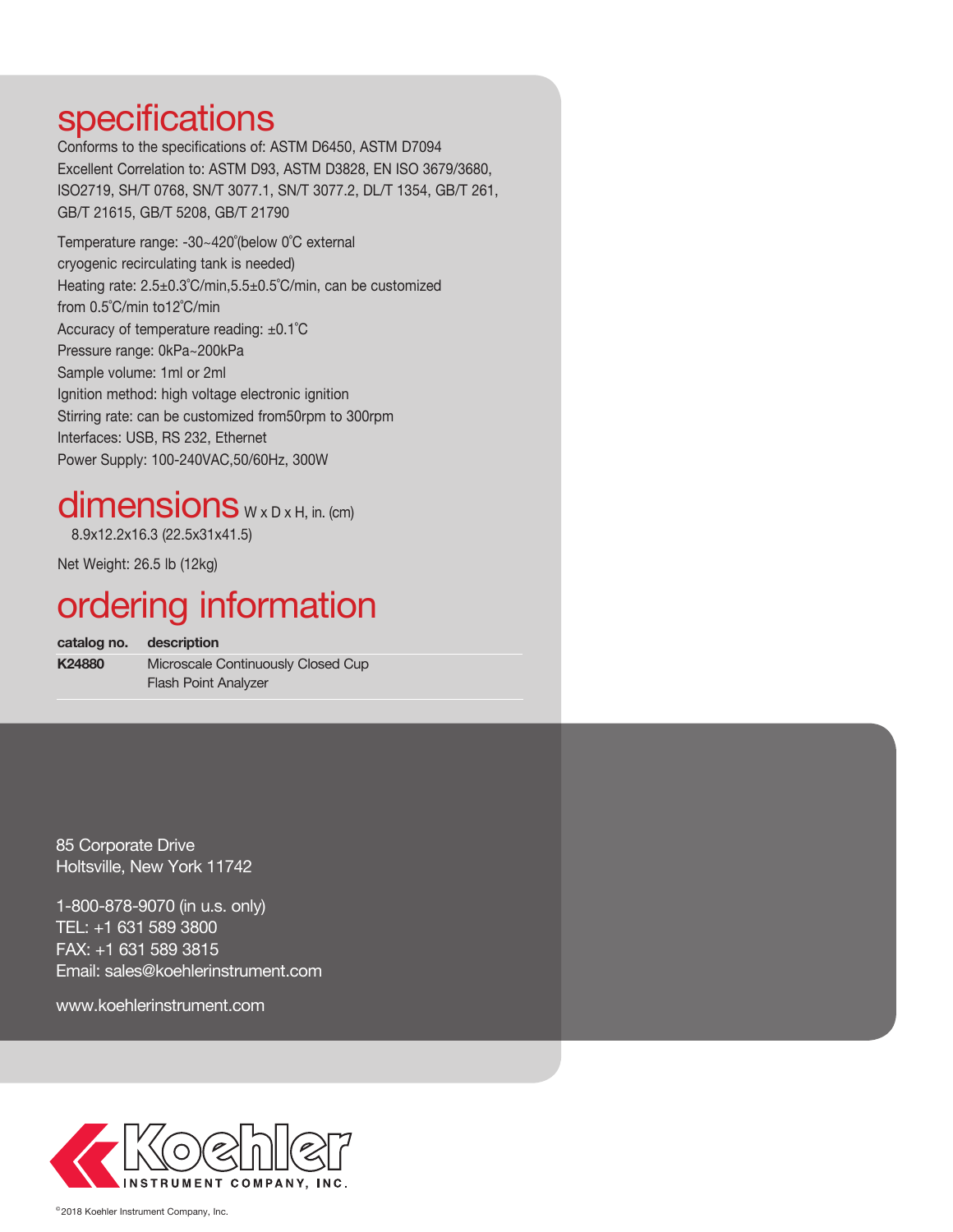## specifications

Conforms to the specifications of: ASTM D6450, ASTM D7094
Excellent Correlation to: ASTM D93, ASTM D3828, EN ISO 3679/3680, ISO2719, SH/T 0768, SN/T 3077.1, SN/T 3077.2, DL/T 1354, GB/T 261, GB/T 21615, GB/T 5208, GB/T 21790

Temperature range: -30~420°(below 0°C external cryogenic recirculating tank is needed)
Heating rate: 2.5±0.3°C/min,5.5±0.5°C/min, can be customized from 0.5°C/min to12°C/min
Accuracy of temperature reading: ±0.1°C
Pressure range: 0kPa~200kPa
Sample volume: 1ml or 2ml
Ignition method: high voltage electronic ignition
Stirring rate: can be customized from50rpm to 300rpm
Interfaces: USB, RS 232, Ethernet
Power Supply: 100-240VAC,50/60Hz, 300W

## dimensions W x D x H, in. (cm)

8.9x12.2x16.3 (22.5x31x41.5)

Net Weight: 26.5 lb (12kg)

## ordering information

| catalog no. | description |
|---|---|
| **K24880** | Microscale Continuously Closed Cup Flash Point Analyzer |

85 Corporate Drive
Holtsville, New York 11742

1-800-878-9070 (in u.s. only)
TEL: +1 631 589 3800
FAX: +1 631 589 3815
Email: sales@koehlerinstrument.com

www.koehlerinstrument.com

Koehler INSTRUMENT COMPANY, INC.

©2018 Koehler Instrument Company, Inc.